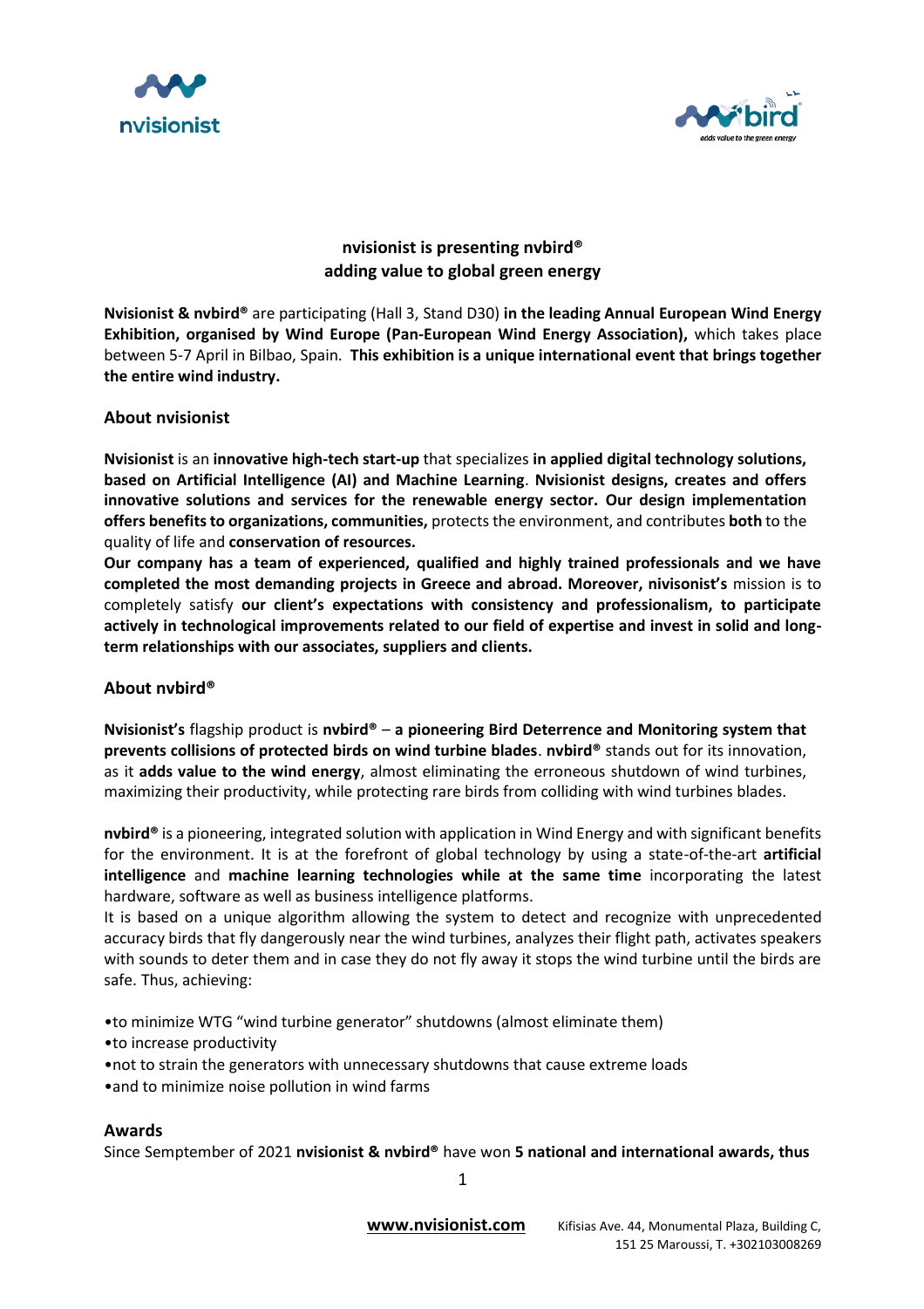## nvisionist is presenting nvbird®
## adding value to global green energy

**Nvisionist & nvbird®** are participating (Hall 3, Stand D30) **in the leading Annual European Wind Energy Exhibition, organised by Wind Europe (Pan-European Wind Energy Association),** which takes place between 5-7 April in Bilbao, Spain. **This exhibition is a unique international event that brings together the entire wind industry.**

### About nvisionist

**Nvisionist** is an **innovative high-tech start-up** that specializes **in applied digital technology solutions, based on Artificial Intelligence (AI) and Machine Learning**. **Nvisionist designs, creates and offers innovative solutions and services for the renewable energy sector. Our design implementation offers benefits to organizations, communities,** protects the environment, and contributes **both** to the quality of life and **conservation of resources.**

**Our company has a team of experienced, qualified and highly trained professionals and we have completed the most demanding projects in Greece and abroad. Moreover, nivisonist's** mission is to completely satisfy **our client's expectations with consistency and professionalism, to participate actively in technological improvements related to our field of expertise and invest in solid and long-term relationships with our associates, suppliers and clients.**

### About nvbird®

**Nvisionist's** flagship product is **nvbird®** – **a pioneering Bird Deterrence and Monitoring system that prevents collisions of protected birds on wind turbine blades**. **nvbird®** stands out for its innovation, as it **adds value to the wind energy**, almost eliminating the erroneous shutdown of wind turbines, maximizing their productivity, while protecting rare birds from colliding with wind turbines blades.

**nvbird®** is a pioneering, integrated solution with application in Wind Energy and with significant benefits for the environment. It is at the forefront of global technology by using a state-of-the-art **artificial intelligence** and **machine learning technologies while at the same time** incorporating the latest hardware, software as well as business intelligence platforms.

It is based on a unique algorithm allowing the system to detect and recognize with unprecedented accuracy birds that fly dangerously near the wind turbines, analyzes their flight path, activates speakers with sounds to deter them and in case they do not fly away it stops the wind turbine until the birds are safe. Thus, achieving:

- to minimize WTG "wind turbine generator" shutdowns (almost eliminate them)
- to increase productivity
- not to strain the generators with unnecessary shutdowns that cause extreme loads
- and to minimize noise pollution in wind farms

### Awards

Since Semptember of 2021 **nvisionist & nvbird®** have won **5 national and international awards, thus**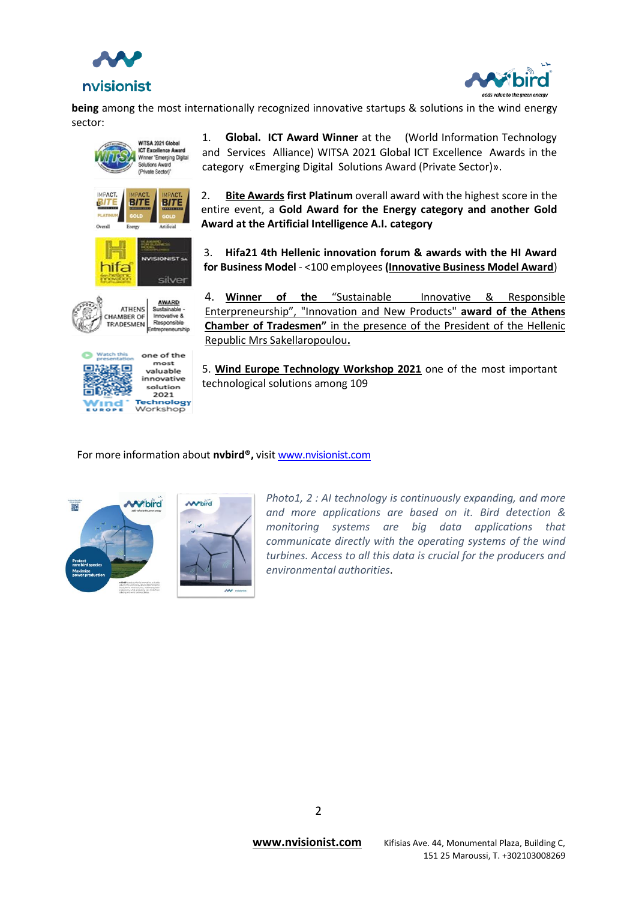**being** among the most internationally recognized innovative startups & solutions in the wind energy sector:

1. **Global. ICT Award Winner** at the (World Information Technology and Services Alliance) WITSA 2021 Global ICT Excellence Awards in the category «Emerging Digital Solutions Award (Private Sector)».

2. **Bite Awards first Platinum** overall award with the highest score in the entire event, a **Gold Award for the Energy category and another Gold Award at the Artificial Intelligence A.I. category**

3. **Hifa21 4th Hellenic innovation forum & awards with the HI Award for Business Model** - <100 employees **(Innovative Business Model Award)**

4. **Winner of the** "Sustainable Innovative & Responsible Enterpreneurship", "Innovation and New Products" **award of the Athens Chamber of Tradesmen"** in the presence of the President of the Hellenic Republic Mrs Sakellaropoulou**.**

5. **Wind Europe Technology Workshop 2021** one of the most important technological solutions among 109

For more information about **nvbird®,** visit www.nvisionist.com

*Photo1, 2 : AI technology is continuously expanding, and more and more applications are based on it. Bird detection & monitoring systems are big data applications that communicate directly with the operating systems of the wind turbines. Access to all this data is crucial for the producers and environmental authorities.*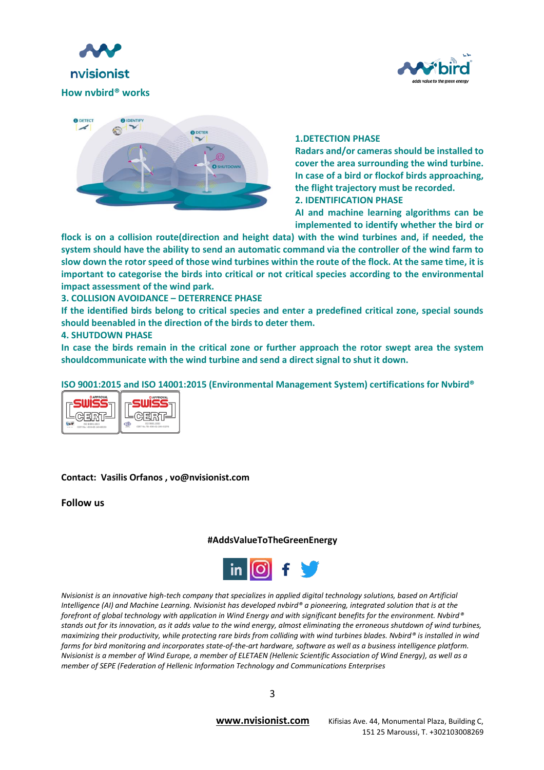## How nvbird® works

**1.DETECTION PHASE**

**Radars and/or cameras should be installed to cover the area surrounding the wind turbine. In case of a bird or flockof birds approaching, the flight trajectory must be recorded.**

**2. IDENTIFICATION PHASE**

**AI and machine learning algorithms can be implemented to identify whether the bird or flock is on a collision route(direction and height data) with the wind turbines and, if needed, the system should have the ability to send an automatic command via the controller of the wind farm to slow down the rotor speed of those wind turbines within the route of the flock. At the same time, it is important to categorise the birds into critical or not critical species according to the environmental impact assessment of the wind park.**

**3. COLLISION AVOIDANCE – DETERRENCE PHASE**

**If the identified birds belong to critical species and enter a predefined critical zone, special sounds should beenabled in the direction of the birds to deter them.**

**4. SHUTDOWN PHASE**

**In case the birds remain in the critical zone or further approach the rotor swept area the system shouldcommunicate with the wind turbine and send a direct signal to shut it down.**

**ISO 9001:2015 and ISO 14001:2015 (Environmental Management System) certifications for Nvbird®**

**Contact: Vasilis Orfanos , vo@nvisionist.com**

**Follow us**

**#AddsValueToTheGreenEnergy**

*Nvisionist is an innovative high-tech company that specializes in applied digital technology solutions, based on Artificial Intelligence (AI) and Machine Learning. Nvisionist has developed nvbird® a pioneering, integrated solution that is at the forefront of global technology with application in Wind Energy and with significant benefits for the environment. Nvbird® stands out for its innovation, as it adds value to the wind energy, almost eliminating the erroneous shutdown of wind turbines, maximizing their productivity, while protecting rare birds from colliding with wind turbines blades. Nvbird® is installed in wind farms for bird monitoring and incorporates state-of-the-art hardware, software as well as a business intelligence platform. Nvisionist is a member of Wind Europe, a member of ELETAEN (Hellenic Scientific Association of Wind Energy), as well as a member of SEPE (Federation of Hellenic Information Technology and Communications Enterprises*

**www.nvisionist.com** Kifisias Ave. 44, Monumental Plaza, Building C, 151 25 Maroussi, T. +302103008269